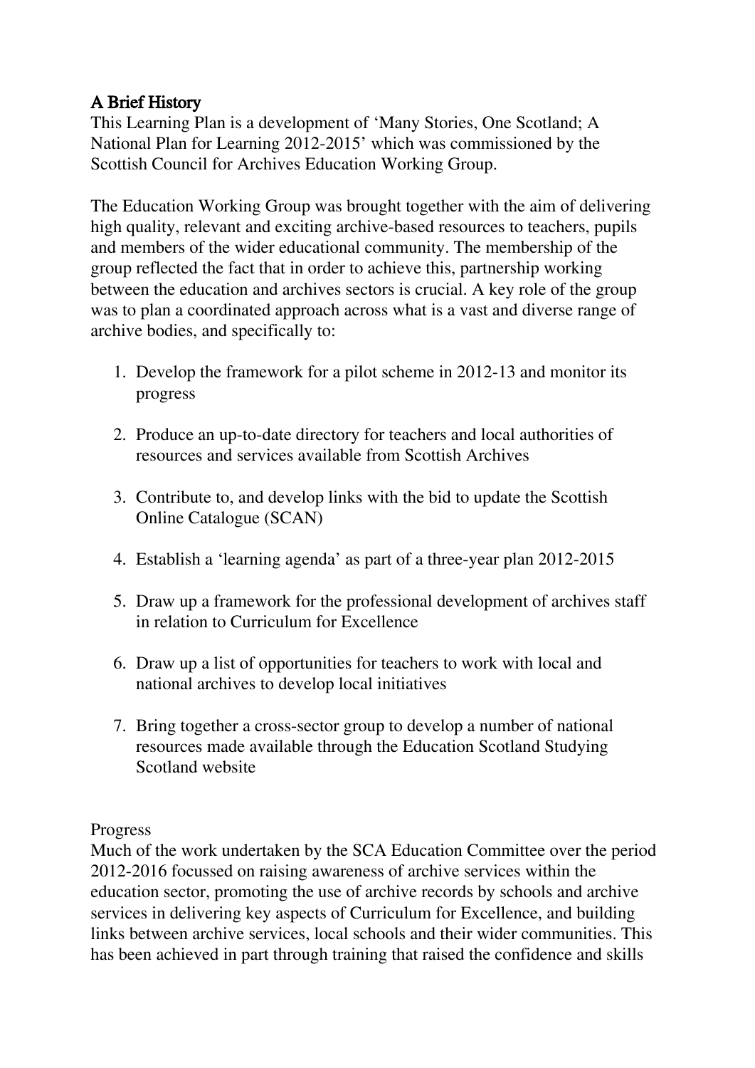## A Brief History

This Learning Plan is a development of 'Many Stories, One Scotland; A National Plan for Learning 2012-2015' which was commissioned by the Scottish Council for Archives Education Working Group.

The Education Working Group was brought together with the aim of delivering high quality, relevant and exciting archive-based resources to teachers, pupils and members of the wider educational community. The membership of the group reflected the fact that in order to achieve this, partnership working between the education and archives sectors is crucial. A key role of the group was to plan a coordinated approach across what is a vast and diverse range of archive bodies, and specifically to:

1. Develop the framework for a pilot scheme in 2012-13 and monitor its progress
2. Produce an up-to-date directory for teachers and local authorities of resources and services available from Scottish Archives
3. Contribute to, and develop links with the bid to update the Scottish Online Catalogue (SCAN)
4. Establish a 'learning agenda' as part of a three-year plan 2012-2015
5. Draw up a framework for the professional development of archives staff in relation to Curriculum for Excellence
6. Draw up a list of opportunities for teachers to work with local and national archives to develop local initiatives
7. Bring together a cross-sector group to develop a number of national resources made available through the Education Scotland Studying Scotland website

Progress

Much of the work undertaken by the SCA Education Committee over the period 2012-2016 focussed on raising awareness of archive services within the education sector, promoting the use of archive records by schools and archive services in delivering key aspects of Curriculum for Excellence, and building links between archive services, local schools and their wider communities. This has been achieved in part through training that raised the confidence and skills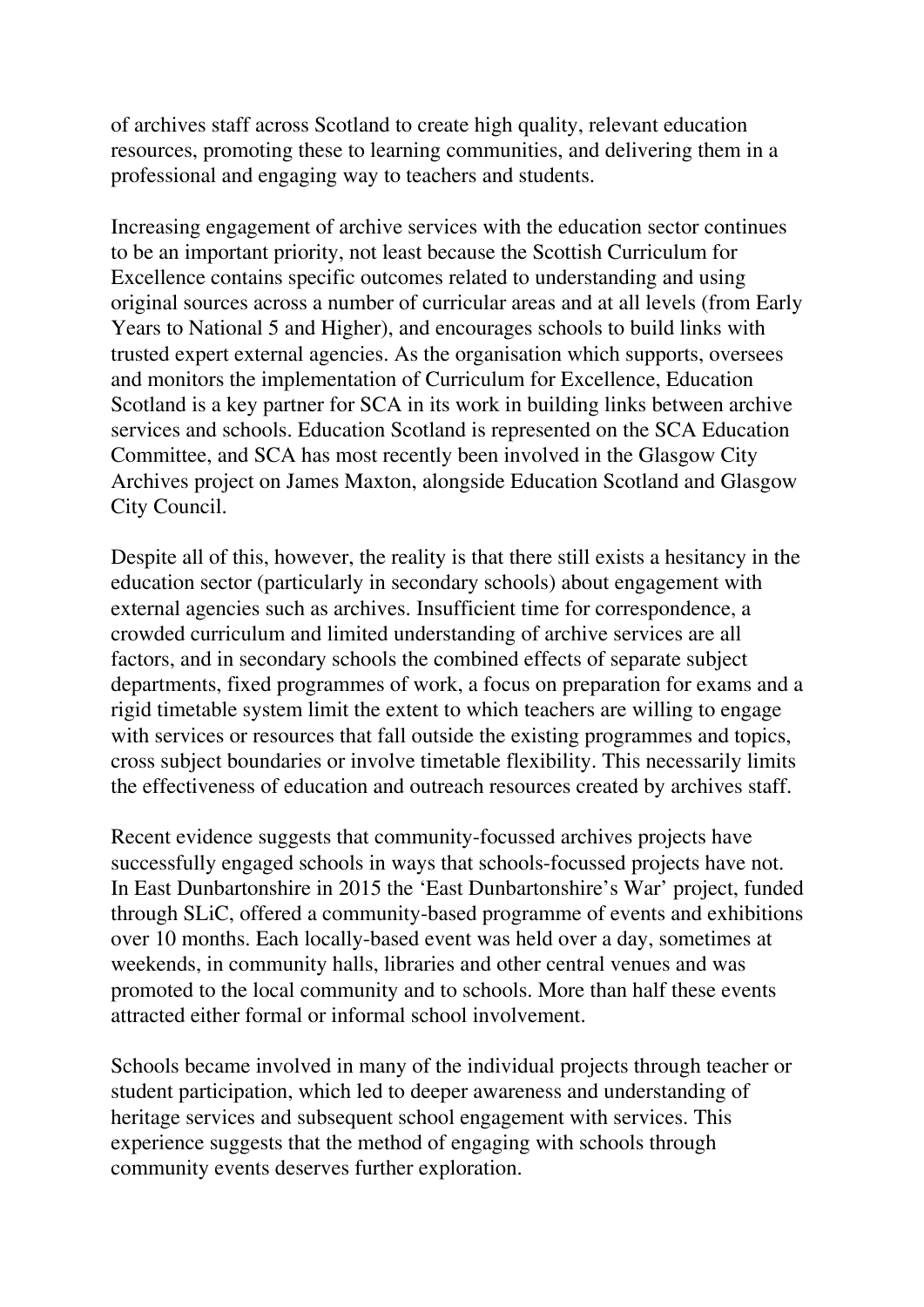of archives staff across Scotland to create high quality, relevant education resources, promoting these to learning communities, and delivering them in a professional and engaging way to teachers and students.

Increasing engagement of archive services with the education sector continues to be an important priority, not least because the Scottish Curriculum for Excellence contains specific outcomes related to understanding and using original sources across a number of curricular areas and at all levels (from Early Years to National 5 and Higher), and encourages schools to build links with trusted expert external agencies. As the organisation which supports, oversees and monitors the implementation of Curriculum for Excellence, Education Scotland is a key partner for SCA in its work in building links between archive services and schools. Education Scotland is represented on the SCA Education Committee, and SCA has most recently been involved in the Glasgow City Archives project on James Maxton, alongside Education Scotland and Glasgow City Council.

Despite all of this, however, the reality is that there still exists a hesitancy in the education sector (particularly in secondary schools) about engagement with external agencies such as archives. Insufficient time for correspondence, a crowded curriculum and limited understanding of archive services are all factors, and in secondary schools the combined effects of separate subject departments, fixed programmes of work, a focus on preparation for exams and a rigid timetable system limit the extent to which teachers are willing to engage with services or resources that fall outside the existing programmes and topics, cross subject boundaries or involve timetable flexibility. This necessarily limits the effectiveness of education and outreach resources created by archives staff.

Recent evidence suggests that community-focussed archives projects have successfully engaged schools in ways that schools-focussed projects have not. In East Dunbartonshire in 2015 the 'East Dunbartonshire's War' project, funded through SLiC, offered a community-based programme of events and exhibitions over 10 months. Each locally-based event was held over a day, sometimes at weekends, in community halls, libraries and other central venues and was promoted to the local community and to schools. More than half these events attracted either formal or informal school involvement.

Schools became involved in many of the individual projects through teacher or student participation, which led to deeper awareness and understanding of heritage services and subsequent school engagement with services. This experience suggests that the method of engaging with schools through community events deserves further exploration.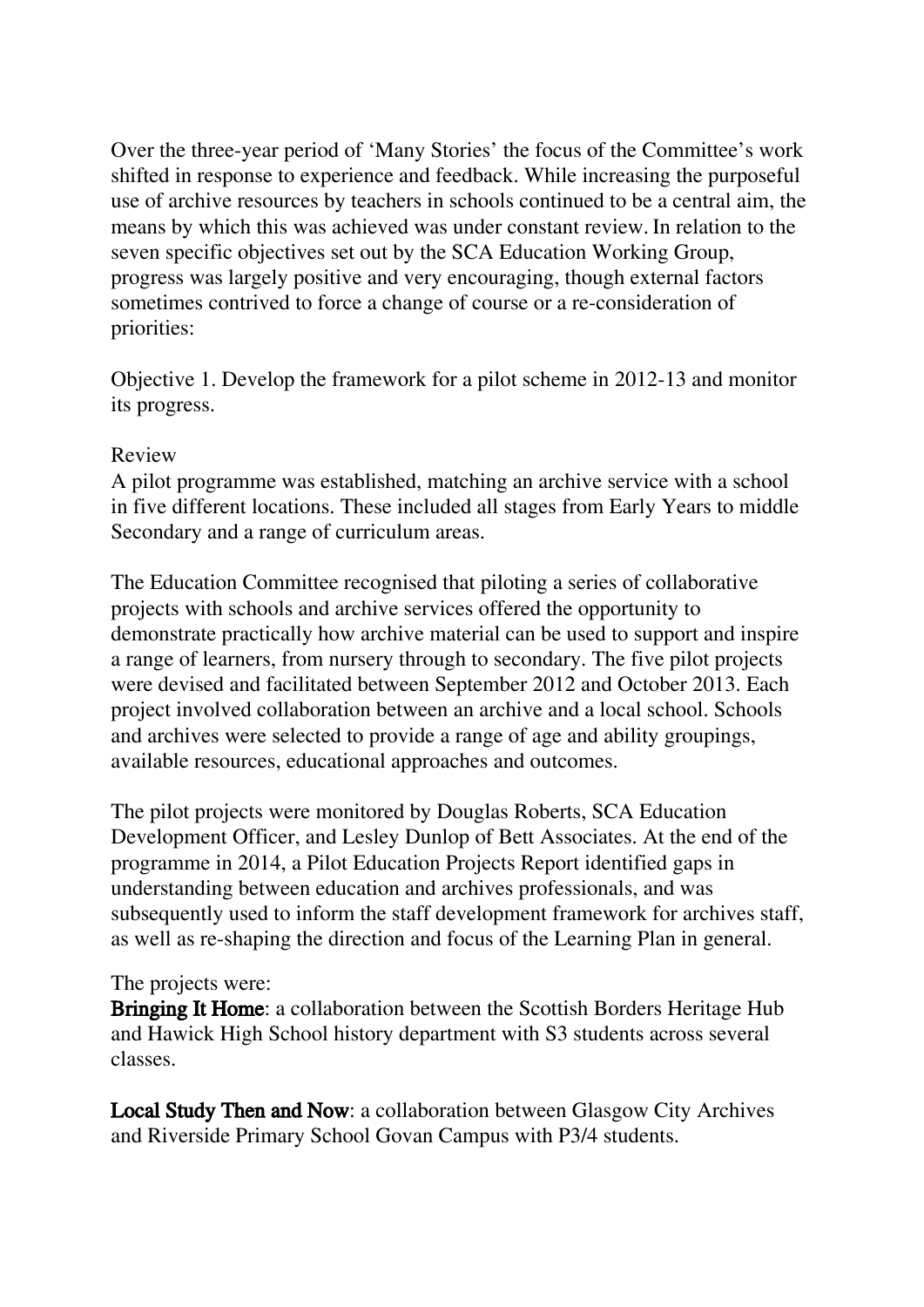Over the three-year period of 'Many Stories' the focus of the Committee's work shifted in response to experience and feedback. While increasing the purposeful use of archive resources by teachers in schools continued to be a central aim, the means by which this was achieved was under constant review. In relation to the seven specific objectives set out by the SCA Education Working Group, progress was largely positive and very encouraging, though external factors sometimes contrived to force a change of course or a re-consideration of priorities:

Objective 1. Develop the framework for a pilot scheme in 2012-13 and monitor its progress.

Review
A pilot programme was established, matching an archive service with a school in five different locations. These included all stages from Early Years to middle Secondary and a range of curriculum areas.

The Education Committee recognised that piloting a series of collaborative projects with schools and archive services offered the opportunity to demonstrate practically how archive material can be used to support and inspire a range of learners, from nursery through to secondary. The five pilot projects were devised and facilitated between September 2012 and October 2013. Each project involved collaboration between an archive and a local school. Schools and archives were selected to provide a range of age and ability groupings, available resources, educational approaches and outcomes.

The pilot projects were monitored by Douglas Roberts, SCA Education Development Officer, and Lesley Dunlop of Bett Associates. At the end of the programme in 2014, a Pilot Education Projects Report identified gaps in understanding between education and archives professionals, and was subsequently used to inform the staff development framework for archives staff, as well as re-shaping the direction and focus of the Learning Plan in general.

The projects were:
**Bringing It Home**: a collaboration between the Scottish Borders Heritage Hub and Hawick High School history department with S3 students across several classes.

**Local Study Then and Now**: a collaboration between Glasgow City Archives and Riverside Primary School Govan Campus with P3/4 students.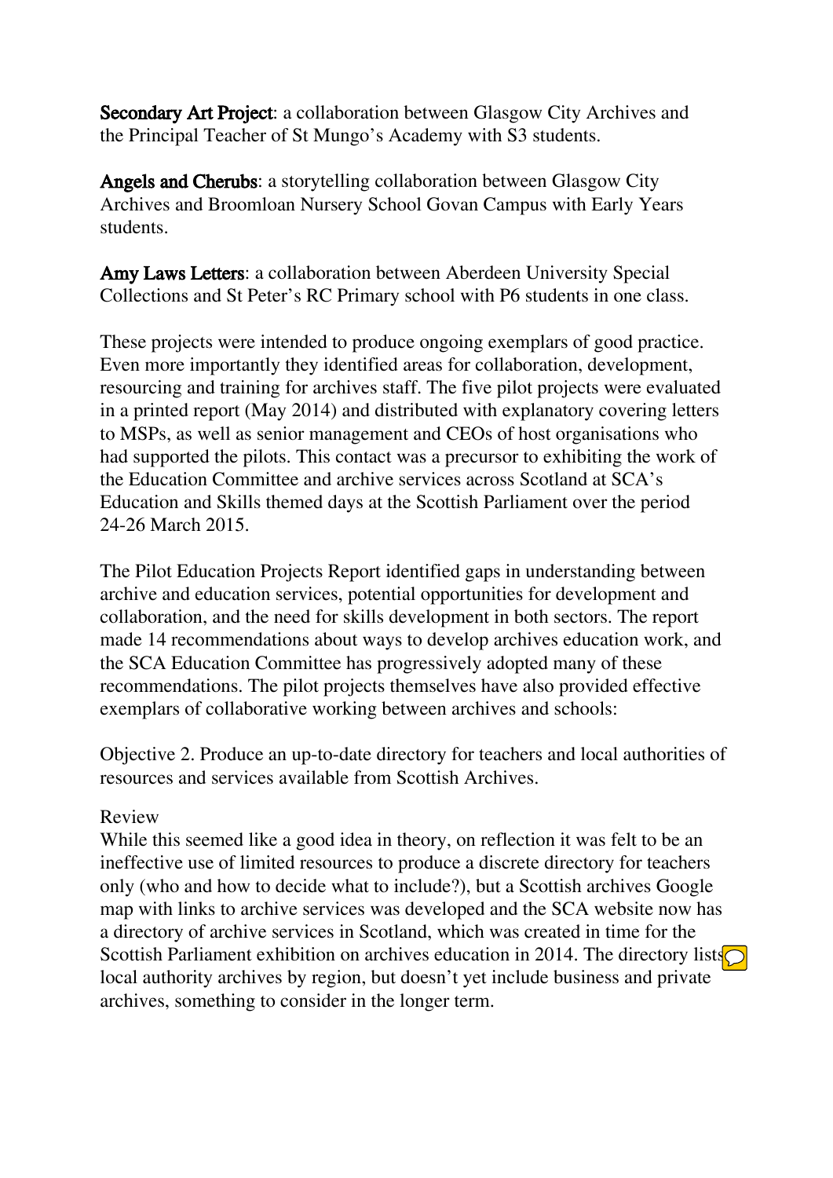**Secondary Art Project**: a collaboration between Glasgow City Archives and the Principal Teacher of St Mungo's Academy with S3 students.

**Angels and Cherubs**: a storytelling collaboration between Glasgow City Archives and Broomloan Nursery School Govan Campus with Early Years students.

**Amy Laws Letters**: a collaboration between Aberdeen University Special Collections and St Peter's RC Primary school with P6 students in one class.

These projects were intended to produce ongoing exemplars of good practice. Even more importantly they identified areas for collaboration, development, resourcing and training for archives staff. The five pilot projects were evaluated in a printed report (May 2014) and distributed with explanatory covering letters to MSPs, as well as senior management and CEOs of host organisations who had supported the pilots. This contact was a precursor to exhibiting the work of the Education Committee and archive services across Scotland at SCA's Education and Skills themed days at the Scottish Parliament over the period 24-26 March 2015.

The Pilot Education Projects Report identified gaps in understanding between archive and education services, potential opportunities for development and collaboration, and the need for skills development in both sectors. The report made 14 recommendations about ways to develop archives education work, and the SCA Education Committee has progressively adopted many of these recommendations. The pilot projects themselves have also provided effective exemplars of collaborative working between archives and schools:

Objective 2. Produce an up-to-date directory for teachers and local authorities of resources and services available from Scottish Archives.

Review

While this seemed like a good idea in theory, on reflection it was felt to be an ineffective use of limited resources to produce a discrete directory for teachers only (who and how to decide what to include?), but a Scottish archives Google map with links to archive services was developed and the SCA website now has a directory of archive services in Scotland, which was created in time for the Scottish Parliament exhibition on archives education in 2014. The directory lists local authority archives by region, but doesn't yet include business and private archives, something to consider in the longer term.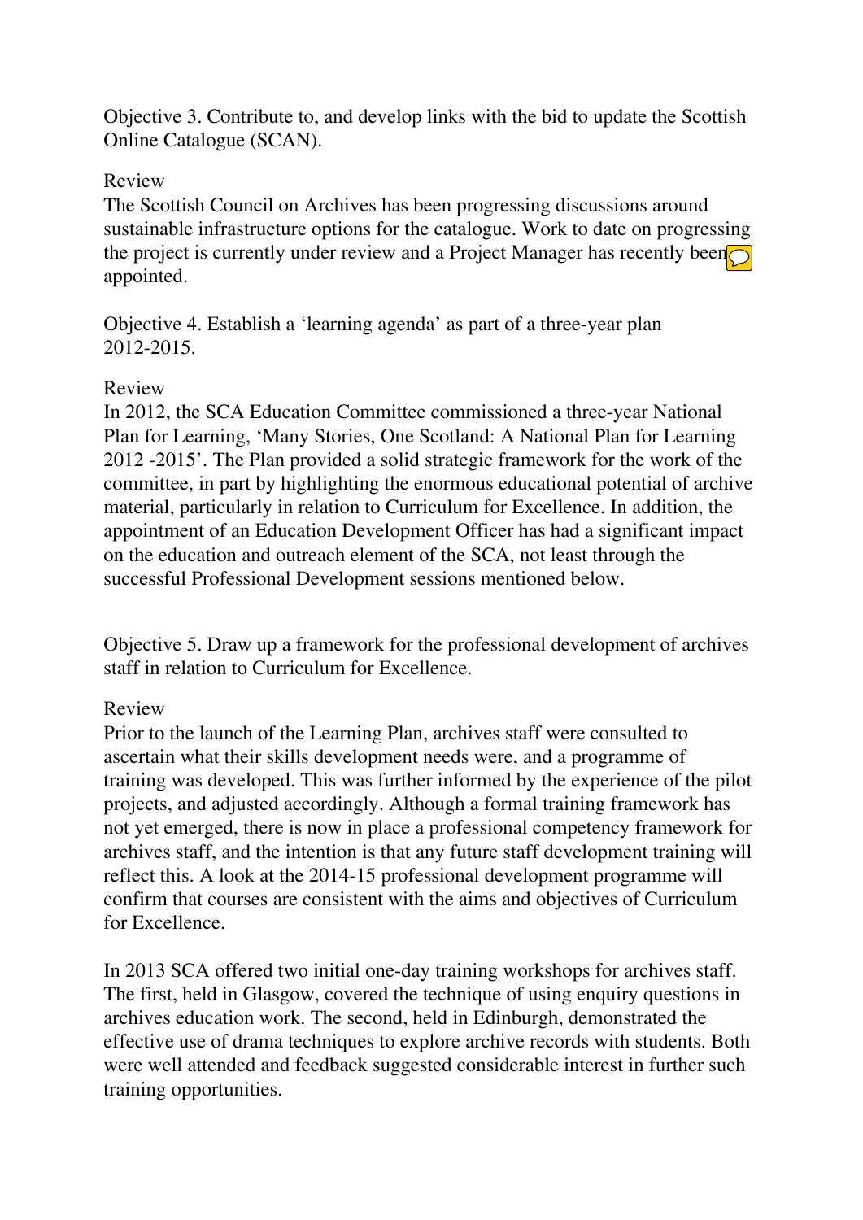Objective 3. Contribute to, and develop links with the bid to update the Scottish Online Catalogue (SCAN).

Review

The Scottish Council on Archives has been progressing discussions around sustainable infrastructure options for the catalogue. Work to date on progressing the project is currently under review and a Project Manager has recently been appointed.

Objective 4. Establish a 'learning agenda' as part of a three-year plan 2012-2015.

Review

In 2012, the SCA Education Committee commissioned a three-year National Plan for Learning, 'Many Stories, One Scotland: A National Plan for Learning 2012 -2015'. The Plan provided a solid strategic framework for the work of the committee, in part by highlighting the enormous educational potential of archive material, particularly in relation to Curriculum for Excellence. In addition, the appointment of an Education Development Officer has had a significant impact on the education and outreach element of the SCA, not least through the successful Professional Development sessions mentioned below.

Objective 5. Draw up a framework for the professional development of archives staff in relation to Curriculum for Excellence.

Review

Prior to the launch of the Learning Plan, archives staff were consulted to ascertain what their skills development needs were, and a programme of training was developed. This was further informed by the experience of the pilot projects, and adjusted accordingly. Although a formal training framework has not yet emerged, there is now in place a professional competency framework for archives staff, and the intention is that any future staff development training will reflect this. A look at the 2014-15 professional development programme will confirm that courses are consistent with the aims and objectives of Curriculum for Excellence.

In 2013 SCA offered two initial one-day training workshops for archives staff. The first, held in Glasgow, covered the technique of using enquiry questions in archives education work. The second, held in Edinburgh, demonstrated the effective use of drama techniques to explore archive records with students. Both were well attended and feedback suggested considerable interest in further such training opportunities.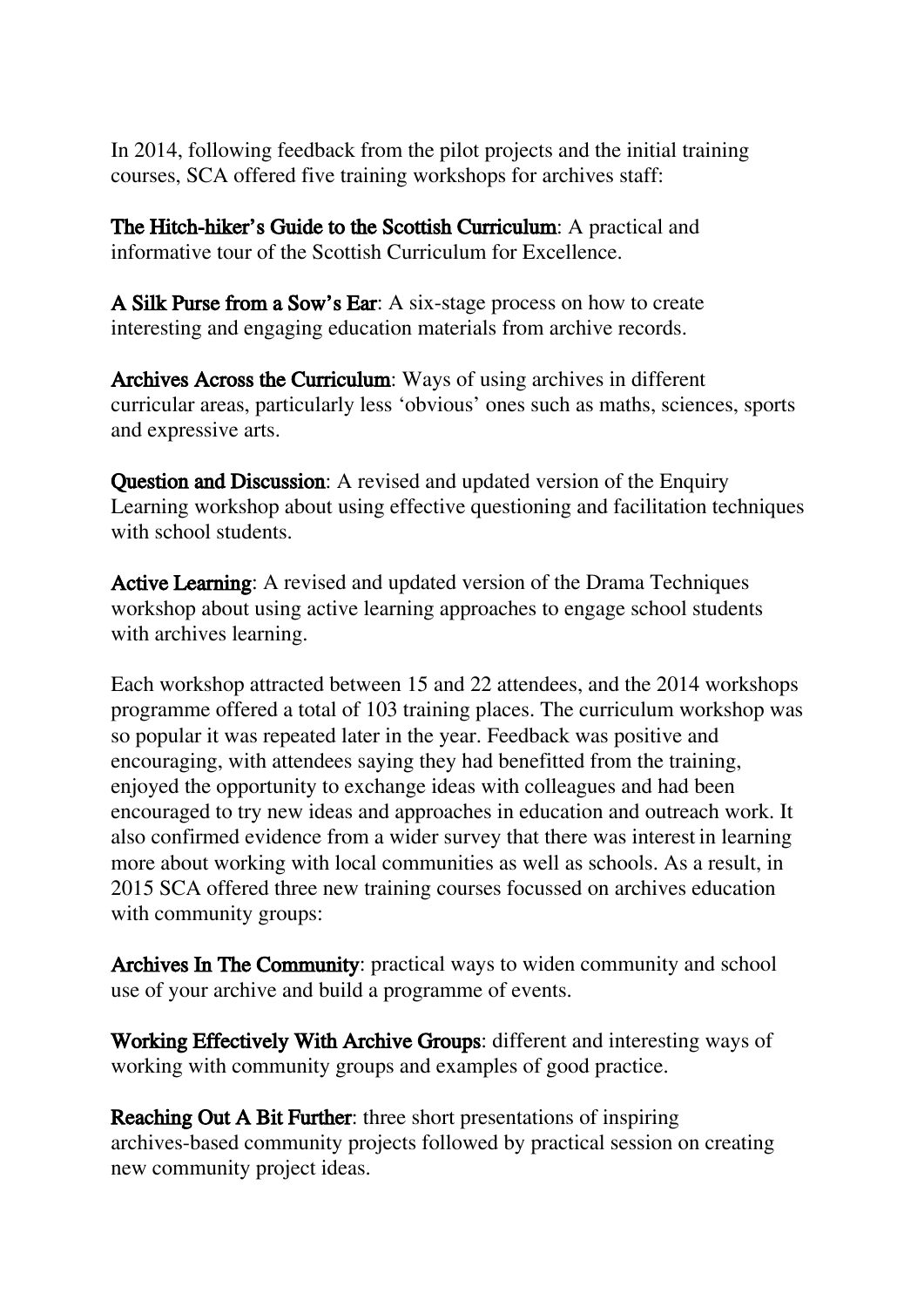In 2014, following feedback from the pilot projects and the initial training courses, SCA offered five training workshops for archives staff:

**The Hitch-hiker's Guide to the Scottish Curriculum**: A practical and informative tour of the Scottish Curriculum for Excellence.

**A Silk Purse from a Sow's Ear**: A six-stage process on how to create interesting and engaging education materials from archive records.

**Archives Across the Curriculum**: Ways of using archives in different curricular areas, particularly less 'obvious' ones such as maths, sciences, sports and expressive arts.

**Question and Discussion**: A revised and updated version of the Enquiry Learning workshop about using effective questioning and facilitation techniques with school students.

**Active Learning**: A revised and updated version of the Drama Techniques workshop about using active learning approaches to engage school students with archives learning.

Each workshop attracted between 15 and 22 attendees, and the 2014 workshops programme offered a total of 103 training places. The curriculum workshop was so popular it was repeated later in the year. Feedback was positive and encouraging, with attendees saying they had benefitted from the training, enjoyed the opportunity to exchange ideas with colleagues and had been encouraged to try new ideas and approaches in education and outreach work. It also confirmed evidence from a wider survey that there was interest in learning more about working with local communities as well as schools. As a result, in 2015 SCA offered three new training courses focussed on archives education with community groups:

**Archives In The Community**: practical ways to widen community and school use of your archive and build a programme of events.

**Working Effectively With Archive Groups**: different and interesting ways of working with community groups and examples of good practice.

**Reaching Out A Bit Further**: three short presentations of inspiring archives-based community projects followed by practical session on creating new community project ideas.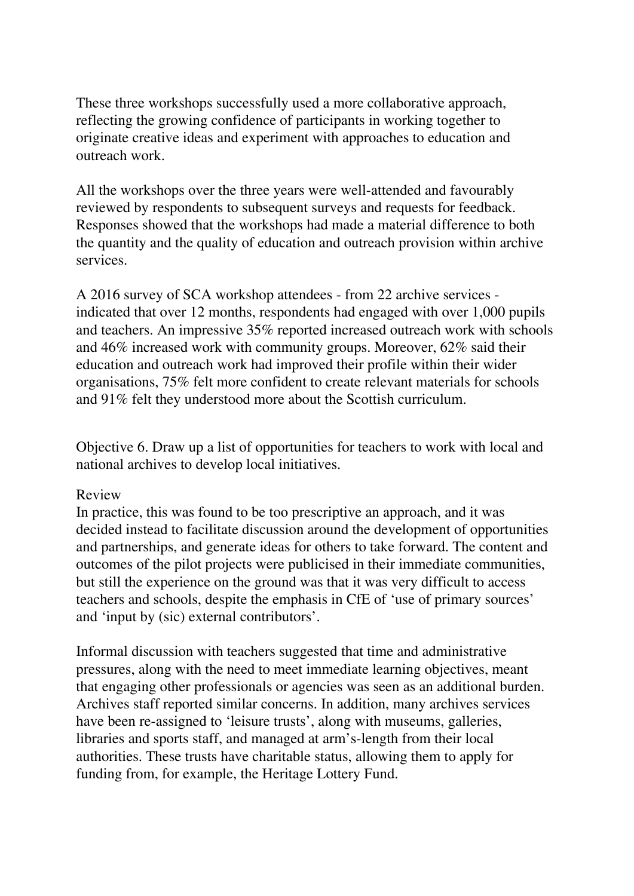These three workshops successfully used a more collaborative approach, reflecting the growing confidence of participants in working together to originate creative ideas and experiment with approaches to education and outreach work.

All the workshops over the three years were well-attended and favourably reviewed by respondents to subsequent surveys and requests for feedback. Responses showed that the workshops had made a material difference to both the quantity and the quality of education and outreach provision within archive services.

A 2016 survey of SCA workshop attendees - from 22 archive services - indicated that over 12 months, respondents had engaged with over 1,000 pupils and teachers. An impressive 35% reported increased outreach work with schools and 46% increased work with community groups. Moreover, 62% said their education and outreach work had improved their profile within their wider organisations, 75% felt more confident to create relevant materials for schools and 91% felt they understood more about the Scottish curriculum.

Objective 6. Draw up a list of opportunities for teachers to work with local and national archives to develop local initiatives.

Review

In practice, this was found to be too prescriptive an approach, and it was decided instead to facilitate discussion around the development of opportunities and partnerships, and generate ideas for others to take forward. The content and outcomes of the pilot projects were publicised in their immediate communities, but still the experience on the ground was that it was very difficult to access teachers and schools, despite the emphasis in CfE of 'use of primary sources' and 'input by (sic) external contributors'.

Informal discussion with teachers suggested that time and administrative pressures, along with the need to meet immediate learning objectives, meant that engaging other professionals or agencies was seen as an additional burden. Archives staff reported similar concerns. In addition, many archives services have been re-assigned to 'leisure trusts', along with museums, galleries, libraries and sports staff, and managed at arm's-length from their local authorities. These trusts have charitable status, allowing them to apply for funding from, for example, the Heritage Lottery Fund.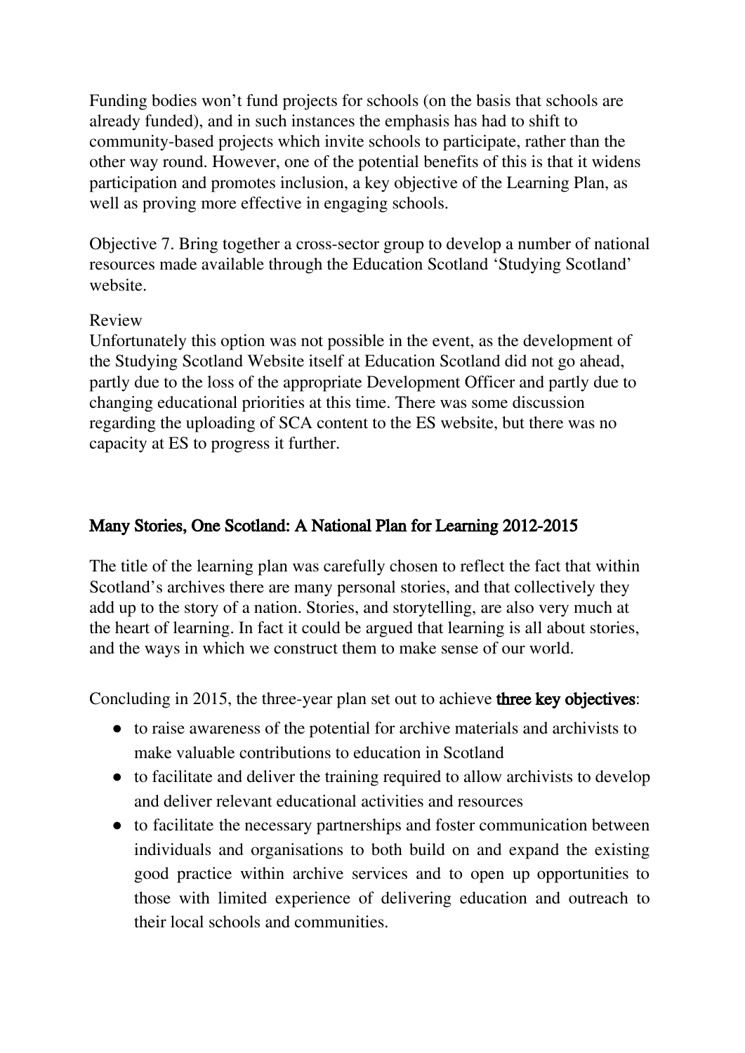Funding bodies won't fund projects for schools (on the basis that schools are already funded), and in such instances the emphasis has had to shift to community-based projects which invite schools to participate, rather than the other way round. However, one of the potential benefits of this is that it widens participation and promotes inclusion, a key objective of the Learning Plan, as well as proving more effective in engaging schools.

Objective 7. Bring together a cross-sector group to develop a number of national resources made available through the Education Scotland 'Studying Scotland' website.

Review
Unfortunately this option was not possible in the event, as the development of the Studying Scotland Website itself at Education Scotland did not go ahead, partly due to the loss of the appropriate Development Officer and partly due to changing educational priorities at this time. There was some discussion regarding the uploading of SCA content to the ES website, but there was no capacity at ES to progress it further.

## Many Stories, One Scotland: A National Plan for Learning 2012-2015

The title of the learning plan was carefully chosen to reflect the fact that within Scotland's archives there are many personal stories, and that collectively they add up to the story of a nation. Stories, and storytelling, are also very much at the heart of learning. In fact it could be argued that learning is all about stories, and the ways in which we construct them to make sense of our world.

Concluding in 2015, the three-year plan set out to achieve **three key objectives**:

- to raise awareness of the potential for archive materials and archivists to make valuable contributions to education in Scotland
- to facilitate and deliver the training required to allow archivists to develop and deliver relevant educational activities and resources
- to facilitate the necessary partnerships and foster communication between individuals and organisations to both build on and expand the existing good practice within archive services and to open up opportunities to those with limited experience of delivering education and outreach to their local schools and communities.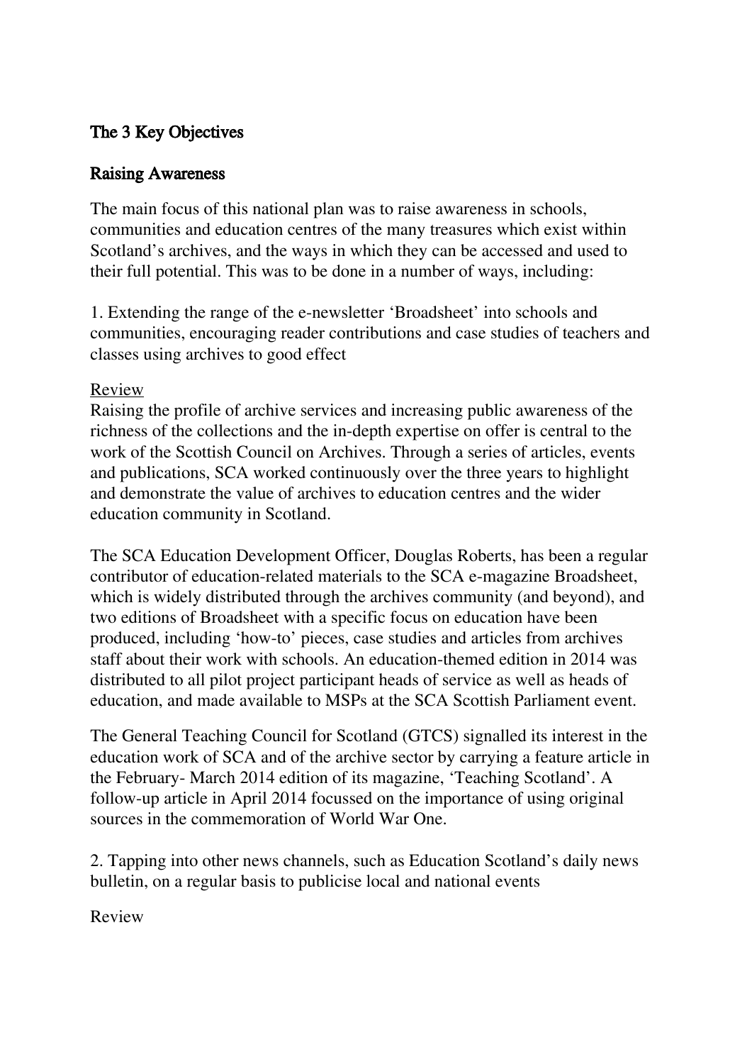## The 3 Key Objectives

### Raising Awareness

The main focus of this national plan was to raise awareness in schools, communities and education centres of the many treasures which exist within Scotland's archives, and the ways in which they can be accessed and used to their full potential. This was to be done in a number of ways, including:

1. Extending the range of the e-newsletter 'Broadsheet' into schools and communities, encouraging reader contributions and case studies of teachers and classes using archives to good effect

<u>Review</u>

Raising the profile of archive services and increasing public awareness of the richness of the collections and the in-depth expertise on offer is central to the work of the Scottish Council on Archives. Through a series of articles, events and publications, SCA worked continuously over the three years to highlight and demonstrate the value of archives to education centres and the wider education community in Scotland.

The SCA Education Development Officer, Douglas Roberts, has been a regular contributor of education-related materials to the SCA e-magazine Broadsheet, which is widely distributed through the archives community (and beyond), and two editions of Broadsheet with a specific focus on education have been produced, including 'how-to' pieces, case studies and articles from archives staff about their work with schools. An education-themed edition in 2014 was distributed to all pilot project participant heads of service as well as heads of education, and made available to MSPs at the SCA Scottish Parliament event.

The General Teaching Council for Scotland (GTCS) signalled its interest in the education work of SCA and of the archive sector by carrying a feature article in the February- March 2014 edition of its magazine, 'Teaching Scotland'. A follow-up article in April 2014 focussed on the importance of using original sources in the commemoration of World War One.

2. Tapping into other news channels, such as Education Scotland's daily news bulletin, on a regular basis to publicise local and national events

Review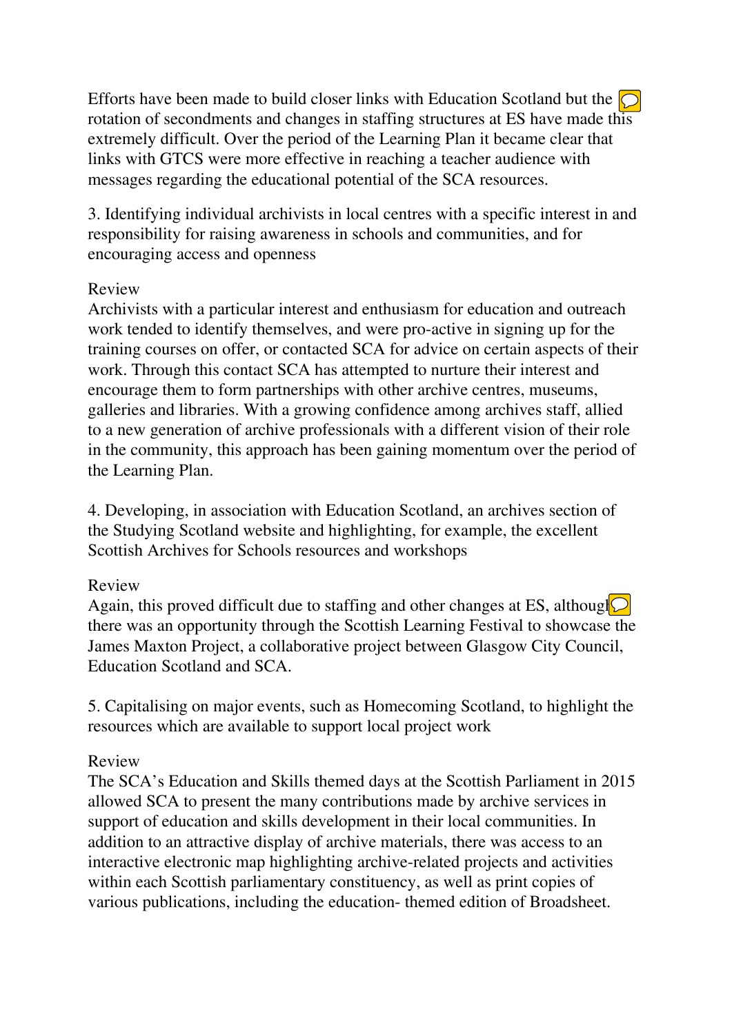Efforts have been made to build closer links with Education Scotland but the rotation of secondments and changes in staffing structures at ES have made this extremely difficult. Over the period of the Learning Plan it became clear that links with GTCS were more effective in reaching a teacher audience with messages regarding the educational potential of the SCA resources.

3. Identifying individual archivists in local centres with a specific interest in and responsibility for raising awareness in schools and communities, and for encouraging access and openness

Review

Archivists with a particular interest and enthusiasm for education and outreach work tended to identify themselves, and were pro-active in signing up for the training courses on offer, or contacted SCA for advice on certain aspects of their work. Through this contact SCA has attempted to nurture their interest and encourage them to form partnerships with other archive centres, museums, galleries and libraries. With a growing confidence among archives staff, allied to a new generation of archive professionals with a different vision of their role in the community, this approach has been gaining momentum over the period of the Learning Plan.

4. Developing, in association with Education Scotland, an archives section of the Studying Scotland website and highlighting, for example, the excellent Scottish Archives for Schools resources and workshops

Review

Again, this proved difficult due to staffing and other changes at ES, although there was an opportunity through the Scottish Learning Festival to showcase the James Maxton Project, a collaborative project between Glasgow City Council, Education Scotland and SCA.

5. Capitalising on major events, such as Homecoming Scotland, to highlight the resources which are available to support local project work

Review

The SCA's Education and Skills themed days at the Scottish Parliament in 2015 allowed SCA to present the many contributions made by archive services in support of education and skills development in their local communities. In addition to an attractive display of archive materials, there was access to an interactive electronic map highlighting archive-related projects and activities within each Scottish parliamentary constituency, as well as print copies of various publications, including the education- themed edition of Broadsheet.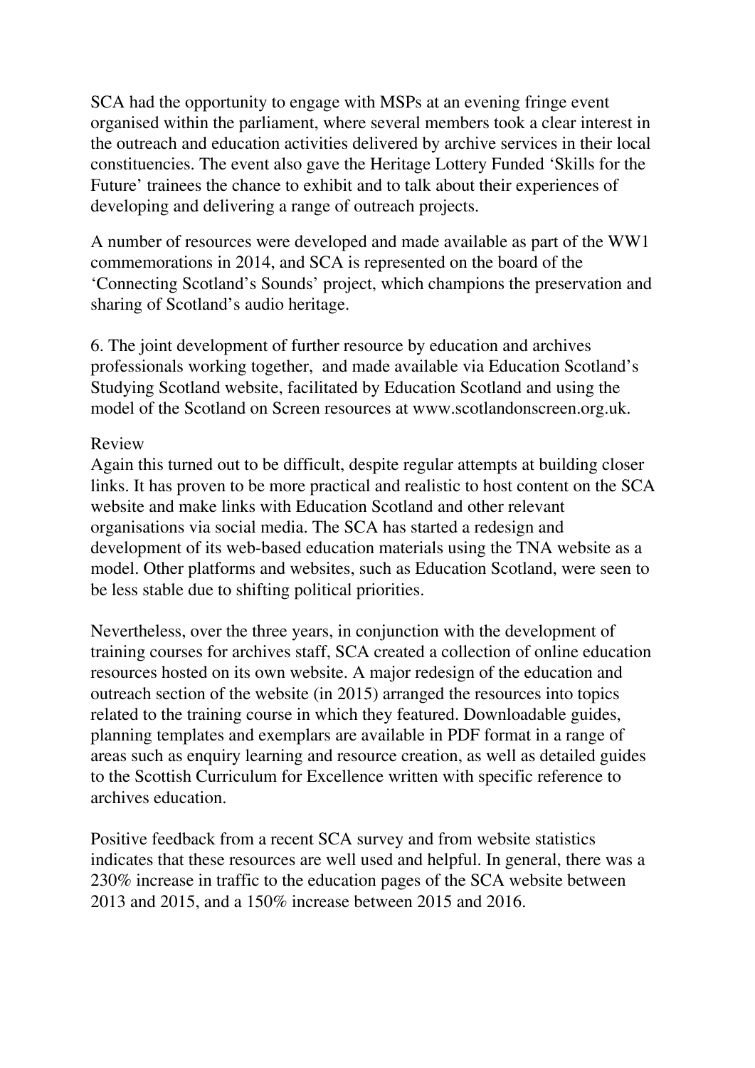SCA had the opportunity to engage with MSPs at an evening fringe event organised within the parliament, where several members took a clear interest in the outreach and education activities delivered by archive services in their local constituencies. The event also gave the Heritage Lottery Funded 'Skills for the Future' trainees the chance to exhibit and to talk about their experiences of developing and delivering a range of outreach projects.

A number of resources were developed and made available as part of the WW1 commemorations in 2014, and SCA is represented on the board of the 'Connecting Scotland's Sounds' project, which champions the preservation and sharing of Scotland's audio heritage.

6. The joint development of further resource by education and archives professionals working together,  and made available via Education Scotland's Studying Scotland website, facilitated by Education Scotland and using the model of the Scotland on Screen resources at www.scotlandonscreen.org.uk.

Review

Again this turned out to be difficult, despite regular attempts at building closer links. It has proven to be more practical and realistic to host content on the SCA website and make links with Education Scotland and other relevant organisations via social media. The SCA has started a redesign and development of its web-based education materials using the TNA website as a model. Other platforms and websites, such as Education Scotland, were seen to be less stable due to shifting political priorities.

Nevertheless, over the three years, in conjunction with the development of training courses for archives staff, SCA created a collection of online education resources hosted on its own website. A major redesign of the education and outreach section of the website (in 2015) arranged the resources into topics related to the training course in which they featured. Downloadable guides, planning templates and exemplars are available in PDF format in a range of areas such as enquiry learning and resource creation, as well as detailed guides to the Scottish Curriculum for Excellence written with specific reference to archives education.

Positive feedback from a recent SCA survey and from website statistics indicates that these resources are well used and helpful. In general, there was a 230% increase in traffic to the education pages of the SCA website between 2013 and 2015, and a 150% increase between 2015 and 2016.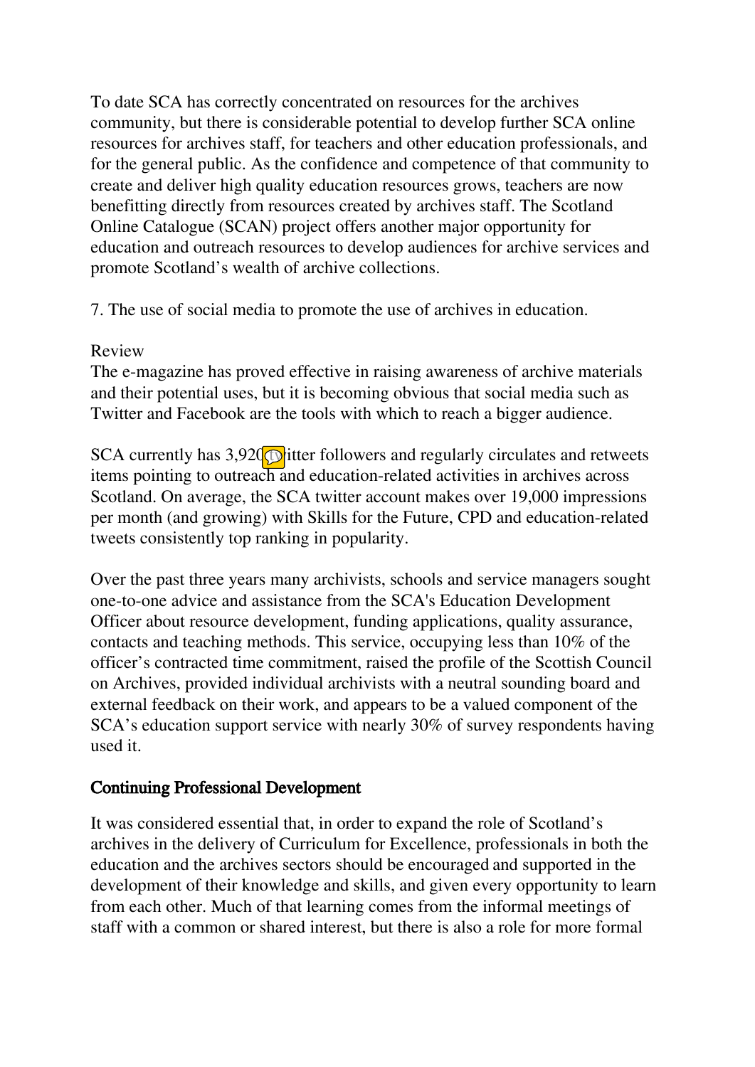To date SCA has correctly concentrated on resources for the archives community, but there is considerable potential to develop further SCA online resources for archives staff, for teachers and other education professionals, and for the general public. As the confidence and competence of that community to create and deliver high quality education resources grows, teachers are now benefitting directly from resources created by archives staff. The Scotland Online Catalogue (SCAN) project offers another major opportunity for education and outreach resources to develop audiences for archive services and promote Scotland's wealth of archive collections.

7. The use of social media to promote the use of archives in education.

Review

The e-magazine has proved effective in raising awareness of archive materials and their potential uses, but it is becoming obvious that social media such as Twitter and Facebook are the tools with which to reach a bigger audience.

SCA currently has 3,920 twitter followers and regularly circulates and retweets items pointing to outreach and education-related activities in archives across Scotland. On average, the SCA twitter account makes over 19,000 impressions per month (and growing) with Skills for the Future, CPD and education-related tweets consistently top ranking in popularity.

Over the past three years many archivists, schools and service managers sought one-to-one advice and assistance from the SCA's Education Development Officer about resource development, funding applications, quality assurance, contacts and teaching methods. This service, occupying less than 10% of the officer's contracted time commitment, raised the profile of the Scottish Council on Archives, provided individual archivists with a neutral sounding board and external feedback on their work, and appears to be a valued component of the SCA's education support service with nearly 30% of survey respondents having used it.

## Continuing Professional Development

It was considered essential that, in order to expand the role of Scotland's archives in the delivery of Curriculum for Excellence, professionals in both the education and the archives sectors should be encouraged and supported in the development of their knowledge and skills, and given every opportunity to learn from each other. Much of that learning comes from the informal meetings of staff with a common or shared interest, but there is also a role for more formal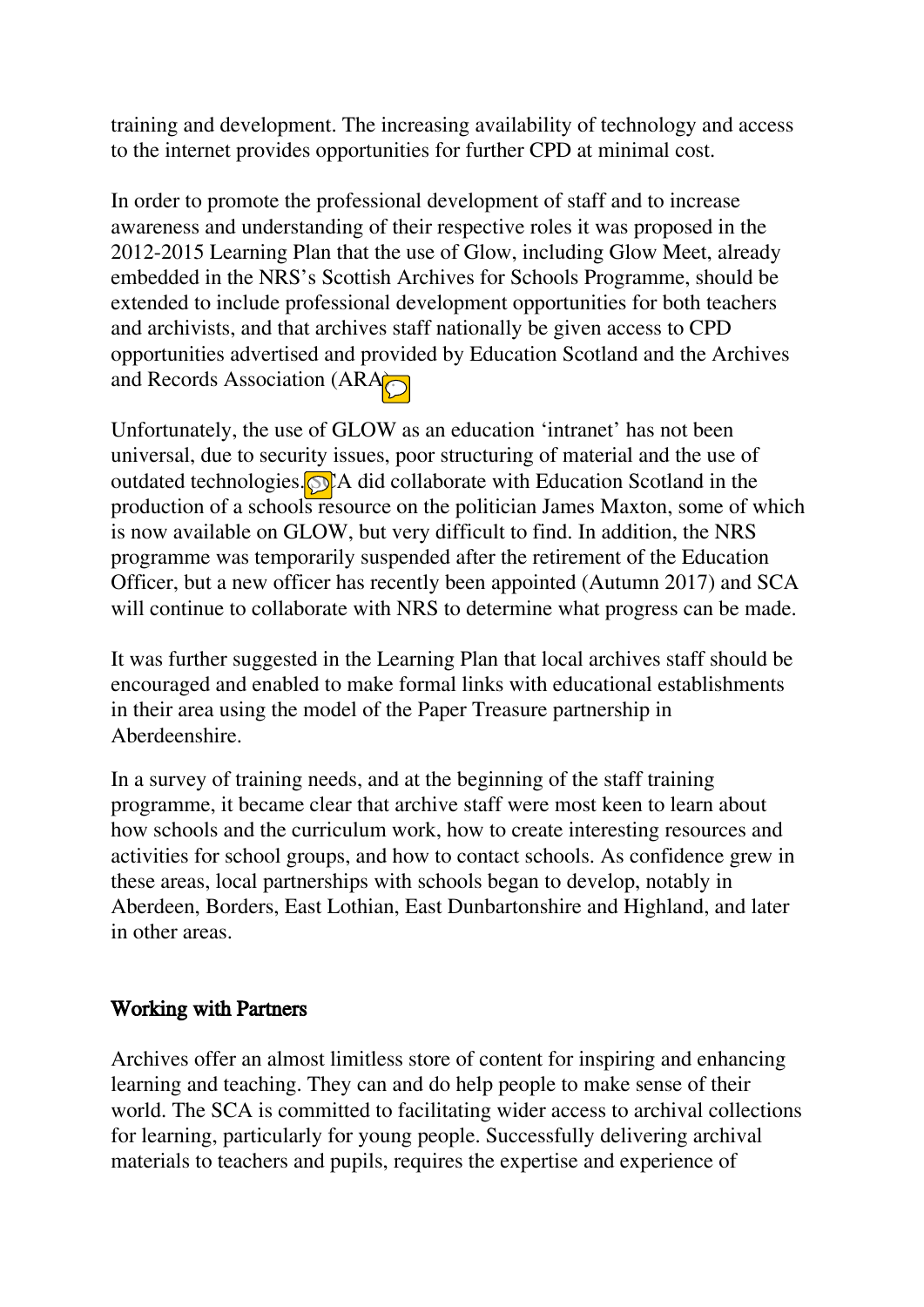training and development. The increasing availability of technology and access to the internet provides opportunities for further CPD at minimal cost.

In order to promote the professional development of staff and to increase awareness and understanding of their respective roles it was proposed in the 2012-2015 Learning Plan that the use of Glow, including Glow Meet, already embedded in the NRS's Scottish Archives for Schools Programme, should be extended to include professional development opportunities for both teachers and archivists, and that archives staff nationally be given access to CPD opportunities advertised and provided by Education Scotland and the Archives and Records Association (ARA).

Unfortunately, the use of GLOW as an education 'intranet' has not been universal, due to security issues, poor structuring of material and the use of outdated technologies. SCA did collaborate with Education Scotland in the production of a schools resource on the politician James Maxton, some of which is now available on GLOW, but very difficult to find. In addition, the NRS programme was temporarily suspended after the retirement of the Education Officer, but a new officer has recently been appointed (Autumn 2017) and SCA will continue to collaborate with NRS to determine what progress can be made.

It was further suggested in the Learning Plan that local archives staff should be encouraged and enabled to make formal links with educational establishments in their area using the model of the Paper Treasure partnership in Aberdeenshire.

In a survey of training needs, and at the beginning of the staff training programme, it became clear that archive staff were most keen to learn about how schools and the curriculum work, how to create interesting resources and activities for school groups, and how to contact schools. As confidence grew in these areas, local partnerships with schools began to develop, notably in Aberdeen, Borders, East Lothian, East Dunbartonshire and Highland, and later in other areas.

## Working with Partners

Archives offer an almost limitless store of content for inspiring and enhancing learning and teaching. They can and do help people to make sense of their world. The SCA is committed to facilitating wider access to archival collections for learning, particularly for young people. Successfully delivering archival materials to teachers and pupils, requires the expertise and experience of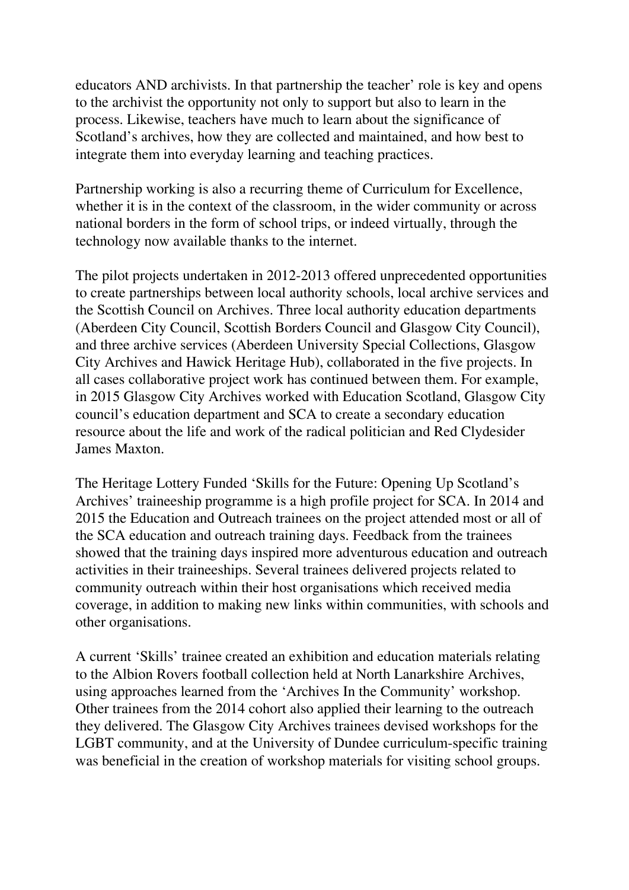educators AND archivists. In that partnership the teacher' role is key and opens to the archivist the opportunity not only to support but also to learn in the process. Likewise, teachers have much to learn about the significance of Scotland's archives, how they are collected and maintained, and how best to integrate them into everyday learning and teaching practices.

Partnership working is also a recurring theme of Curriculum for Excellence, whether it is in the context of the classroom, in the wider community or across national borders in the form of school trips, or indeed virtually, through the technology now available thanks to the internet.

The pilot projects undertaken in 2012-2013 offered unprecedented opportunities to create partnerships between local authority schools, local archive services and the Scottish Council on Archives. Three local authority education departments (Aberdeen City Council, Scottish Borders Council and Glasgow City Council), and three archive services (Aberdeen University Special Collections, Glasgow City Archives and Hawick Heritage Hub), collaborated in the five projects. In all cases collaborative project work has continued between them. For example, in 2015 Glasgow City Archives worked with Education Scotland, Glasgow City council's education department and SCA to create a secondary education resource about the life and work of the radical politician and Red Clydesider James Maxton.

The Heritage Lottery Funded 'Skills for the Future: Opening Up Scotland's Archives' traineeship programme is a high profile project for SCA. In 2014 and 2015 the Education and Outreach trainees on the project attended most or all of the SCA education and outreach training days. Feedback from the trainees showed that the training days inspired more adventurous education and outreach activities in their traineeships. Several trainees delivered projects related to community outreach within their host organisations which received media coverage, in addition to making new links within communities, with schools and other organisations.

A current 'Skills' trainee created an exhibition and education materials relating to the Albion Rovers football collection held at North Lanarkshire Archives, using approaches learned from the 'Archives In the Community' workshop. Other trainees from the 2014 cohort also applied their learning to the outreach they delivered. The Glasgow City Archives trainees devised workshops for the LGBT community, and at the University of Dundee curriculum-specific training was beneficial in the creation of workshop materials for visiting school groups.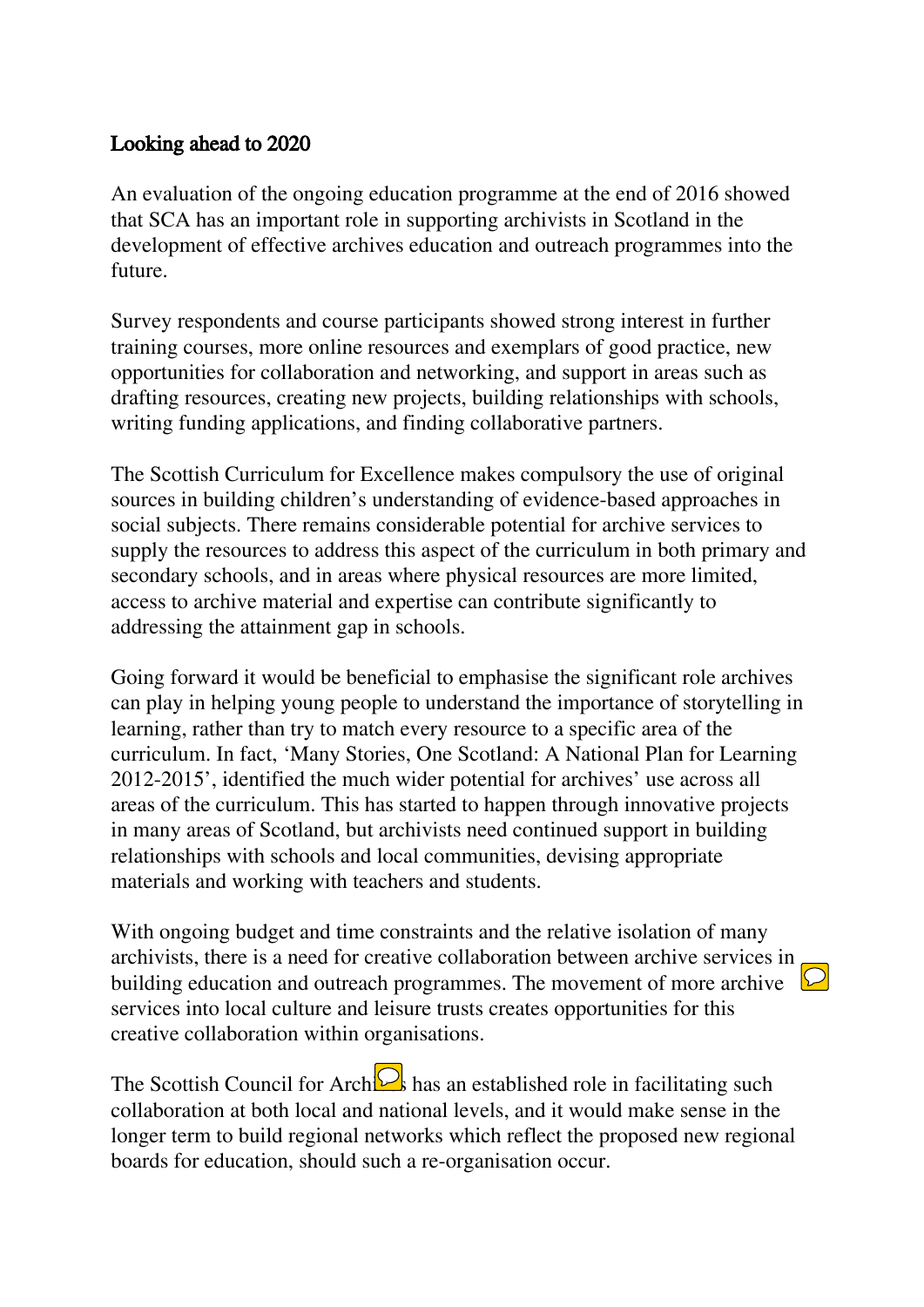## Looking ahead to 2020

An evaluation of the ongoing education programme at the end of 2016 showed that SCA has an important role in supporting archivists in Scotland in the development of effective archives education and outreach programmes into the future.

Survey respondents and course participants showed strong interest in further training courses, more online resources and exemplars of good practice, new opportunities for collaboration and networking, and support in areas such as drafting resources, creating new projects, building relationships with schools, writing funding applications, and finding collaborative partners.

The Scottish Curriculum for Excellence makes compulsory the use of original sources in building children's understanding of evidence-based approaches in social subjects. There remains considerable potential for archive services to supply the resources to address this aspect of the curriculum in both primary and secondary schools, and in areas where physical resources are more limited, access to archive material and expertise can contribute significantly to addressing the attainment gap in schools.

Going forward it would be beneficial to emphasise the significant role archives can play in helping young people to understand the importance of storytelling in learning, rather than try to match every resource to a specific area of the curriculum. In fact, 'Many Stories, One Scotland: A National Plan for Learning 2012-2015', identified the much wider potential for archives' use across all areas of the curriculum. This has started to happen through innovative projects in many areas of Scotland, but archivists need continued support in building relationships with schools and local communities, devising appropriate materials and working with teachers and students.

With ongoing budget and time constraints and the relative isolation of many archivists, there is a need for creative collaboration between archive services in building education and outreach programmes. The movement of more archive services into local culture and leisure trusts creates opportunities for this creative collaboration within organisations.

The Scottish Council for Archives has an established role in facilitating such collaboration at both local and national levels, and it would make sense in the longer term to build regional networks which reflect the proposed new regional boards for education, should such a re-organisation occur.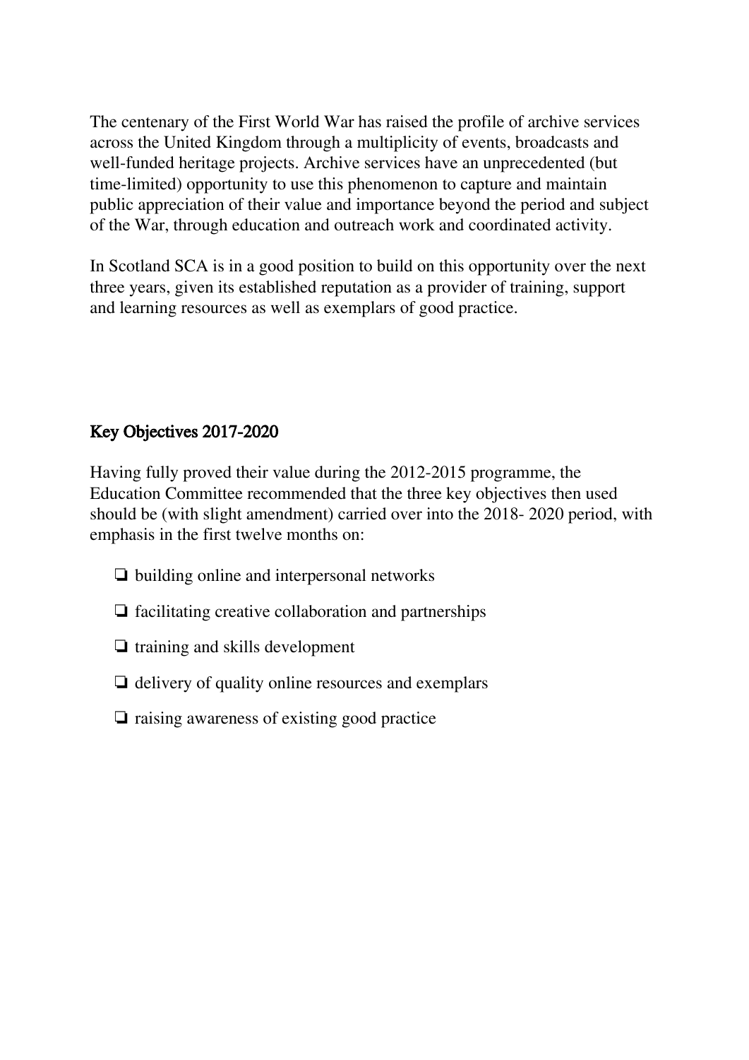The centenary of the First World War has raised the profile of archive services across the United Kingdom through a multiplicity of events, broadcasts and well-funded heritage projects. Archive services have an unprecedented (but time-limited) opportunity to use this phenomenon to capture and maintain public appreciation of their value and importance beyond the period and subject of the War, through education and outreach work and coordinated activity.

In Scotland SCA is in a good position to build on this opportunity over the next three years, given its established reputation as a provider of training, support and learning resources as well as exemplars of good practice.

## Key Objectives 2017-2020

Having fully proved their value during the 2012-2015 programme, the Education Committee recommended that the three key objectives then used should be (with slight amendment) carried over into the 2018- 2020 period, with emphasis in the first twelve months on:

- ❏ building online and interpersonal networks
- ❏ facilitating creative collaboration and partnerships
- ❏ training and skills development
- ❏ delivery of quality online resources and exemplars
- ❏ raising awareness of existing good practice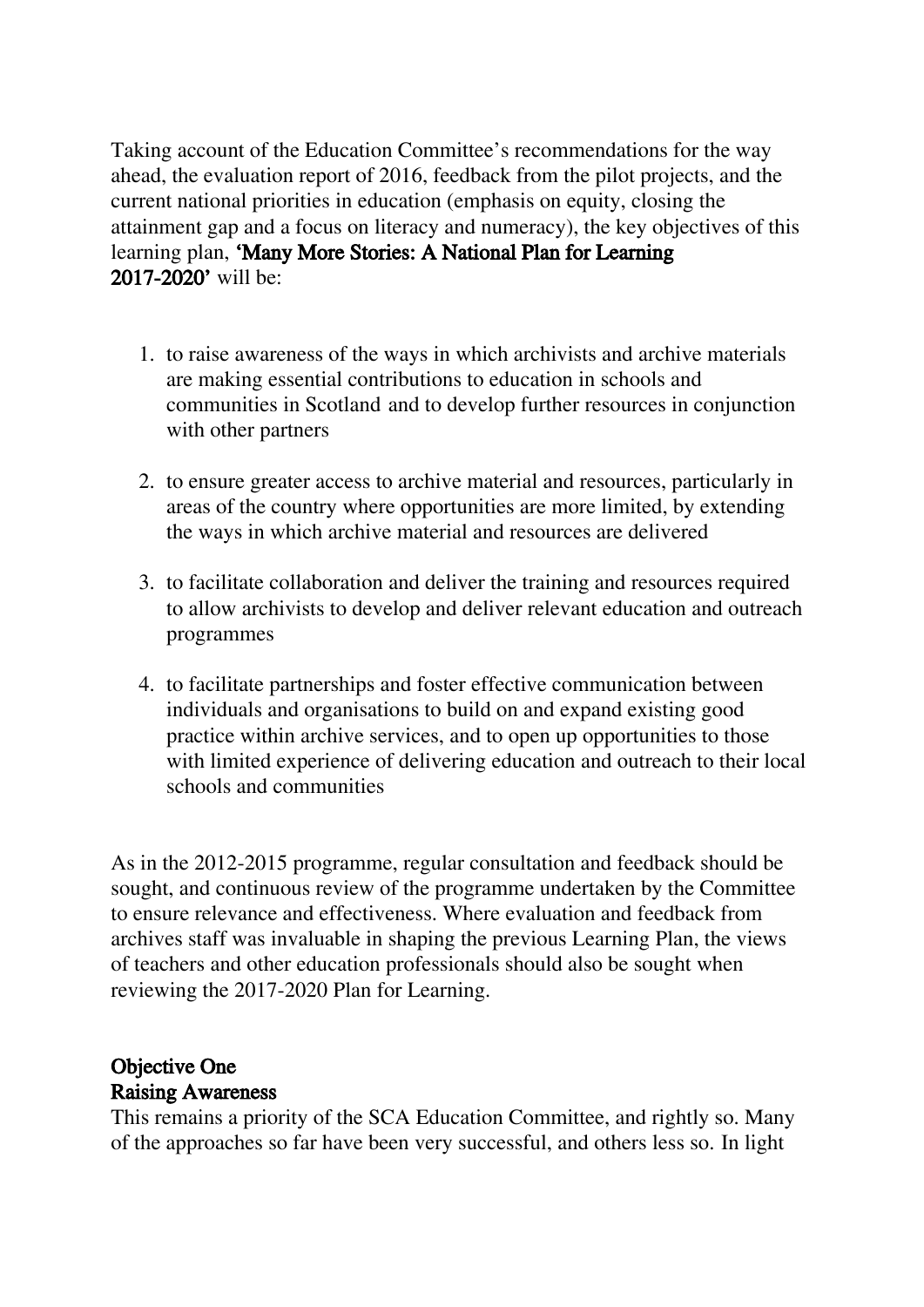Taking account of the Education Committee's recommendations for the way ahead, the evaluation report of 2016, feedback from the pilot projects, and the current national priorities in education (emphasis on equity, closing the attainment gap and a focus on literacy and numeracy), the key objectives of this learning plan, **'Many More Stories: A National Plan for Learning 2017-2020'** will be:

1. to raise awareness of the ways in which archivists and archive materials are making essential contributions to education in schools and communities in Scotland and to develop further resources in conjunction with other partners

2. to ensure greater access to archive material and resources, particularly in areas of the country where opportunities are more limited, by extending the ways in which archive material and resources are delivered

3. to facilitate collaboration and deliver the training and resources required to allow archivists to develop and deliver relevant education and outreach programmes

4. to facilitate partnerships and foster effective communication between individuals and organisations to build on and expand existing good practice within archive services, and to open up opportunities to those with limited experience of delivering education and outreach to their local schools and communities

As in the 2012-2015 programme, regular consultation and feedback should be sought, and continuous review of the programme undertaken by the Committee to ensure relevance and effectiveness. Where evaluation and feedback from archives staff was invaluable in shaping the previous Learning Plan, the views of teachers and other education professionals should also be sought when reviewing the 2017-2020 Plan for Learning.

**Objective One**
**Raising Awareness**

This remains a priority of the SCA Education Committee, and rightly so. Many of the approaches so far have been very successful, and others less so. In light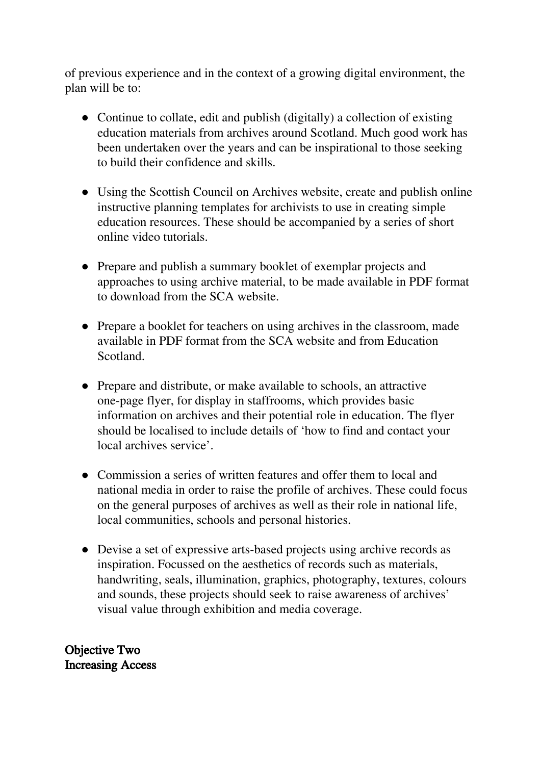of previous experience and in the context of a growing digital environment, the plan will be to:

- Continue to collate, edit and publish (digitally) a collection of existing education materials from archives around Scotland. Much good work has been undertaken over the years and can be inspirational to those seeking to build their confidence and skills.

- Using the Scottish Council on Archives website, create and publish online instructive planning templates for archivists to use in creating simple education resources. These should be accompanied by a series of short online video tutorials.

- Prepare and publish a summary booklet of exemplar projects and approaches to using archive material, to be made available in PDF format to download from the SCA website.

- Prepare a booklet for teachers on using archives in the classroom, made available in PDF format from the SCA website and from Education Scotland.

- Prepare and distribute, or make available to schools, an attractive one-page flyer, for display in staffrooms, which provides basic information on archives and their potential role in education. The flyer should be localised to include details of 'how to find and contact your local archives service'.

- Commission a series of written features and offer them to local and national media in order to raise the profile of archives. These could focus on the general purposes of archives as well as their role in national life, local communities, schools and personal histories.

- Devise a set of expressive arts-based projects using archive records as inspiration. Focussed on the aesthetics of records such as materials, handwriting, seals, illumination, graphics, photography, textures, colours and sounds, these projects should seek to raise awareness of archives' visual value through exhibition and media coverage.

**Objective Two**
**Increasing Access**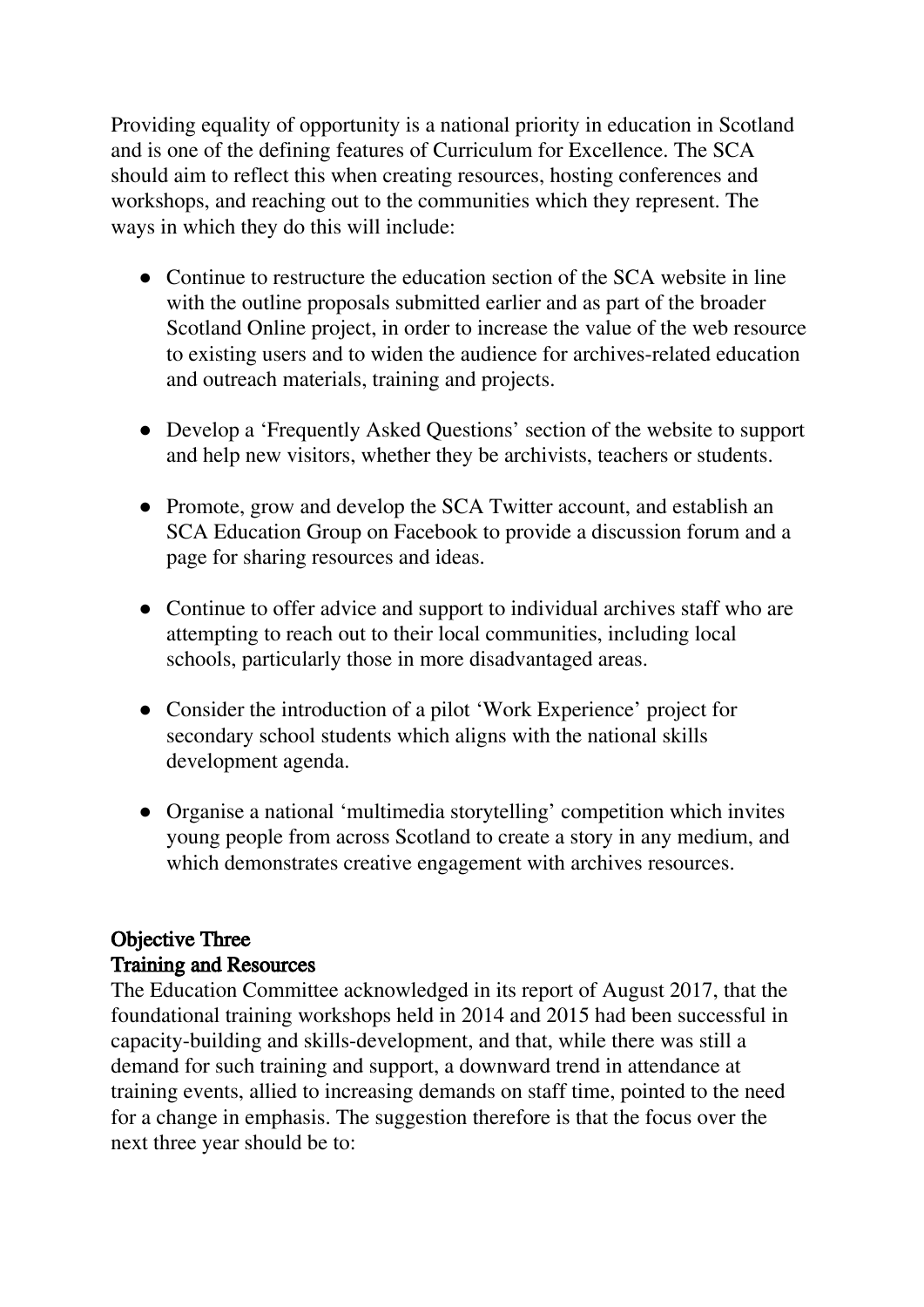Providing equality of opportunity is a national priority in education in Scotland and is one of the defining features of Curriculum for Excellence. The SCA should aim to reflect this when creating resources, hosting conferences and workshops, and reaching out to the communities which they represent. The ways in which they do this will include:

- Continue to restructure the education section of the SCA website in line with the outline proposals submitted earlier and as part of the broader Scotland Online project, in order to increase the value of the web resource to existing users and to widen the audience for archives-related education and outreach materials, training and projects.
- Develop a 'Frequently Asked Questions' section of the website to support and help new visitors, whether they be archivists, teachers or students.
- Promote, grow and develop the SCA Twitter account, and establish an SCA Education Group on Facebook to provide a discussion forum and a page for sharing resources and ideas.
- Continue to offer advice and support to individual archives staff who are attempting to reach out to their local communities, including local schools, particularly those in more disadvantaged areas.
- Consider the introduction of a pilot 'Work Experience' project for secondary school students which aligns with the national skills development agenda.
- Organise a national 'multimedia storytelling' competition which invites young people from across Scotland to create a story in any medium, and which demonstrates creative engagement with archives resources.

## Objective Three
## Training and Resources

The Education Committee acknowledged in its report of August 2017, that the foundational training workshops held in 2014 and 2015 had been successful in capacity-building and skills-development, and that, while there was still a demand for such training and support, a downward trend in attendance at training events, allied to increasing demands on staff time, pointed to the need for a change in emphasis. The suggestion therefore is that the focus over the next three year should be to: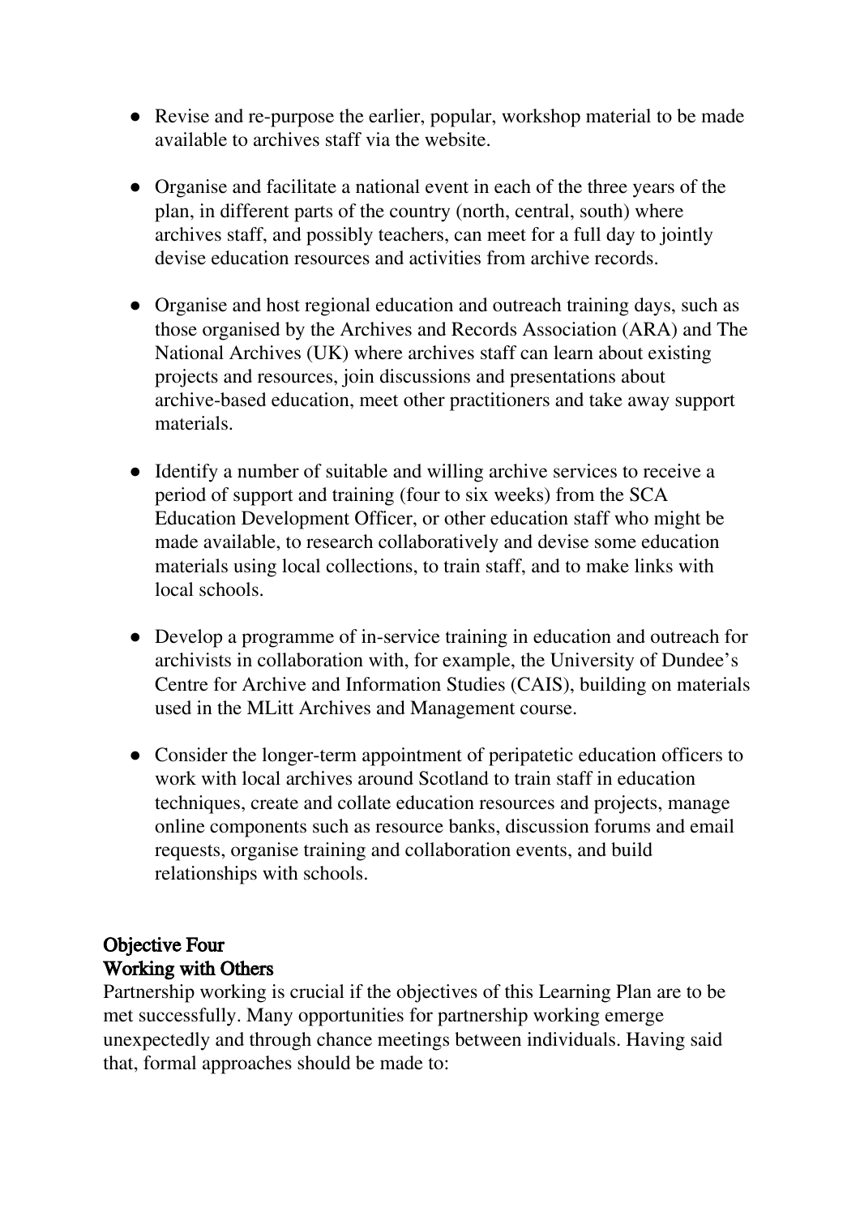- Revise and re-purpose the earlier, popular, workshop material to be made available to archives staff via the website.

- Organise and facilitate a national event in each of the three years of the plan, in different parts of the country (north, central, south) where archives staff, and possibly teachers, can meet for a full day to jointly devise education resources and activities from archive records.

- Organise and host regional education and outreach training days, such as those organised by the Archives and Records Association (ARA) and The National Archives (UK) where archives staff can learn about existing projects and resources, join discussions and presentations about archive-based education, meet other practitioners and take away support materials.

- Identify a number of suitable and willing archive services to receive a period of support and training (four to six weeks) from the SCA Education Development Officer, or other education staff who might be made available, to research collaboratively and devise some education materials using local collections, to train staff, and to make links with local schools.

- Develop a programme of in-service training in education and outreach for archivists in collaboration with, for example, the University of Dundee's Centre for Archive and Information Studies (CAIS), building on materials used in the MLitt Archives and Management course.

- Consider the longer-term appointment of peripatetic education officers to work with local archives around Scotland to train staff in education techniques, create and collate education resources and projects, manage online components such as resource banks, discussion forums and email requests, organise training and collaboration events, and build relationships with schools.

## Objective Four
## Working with Others

Partnership working is crucial if the objectives of this Learning Plan are to be met successfully. Many opportunities for partnership working emerge unexpectedly and through chance meetings between individuals. Having said that, formal approaches should be made to: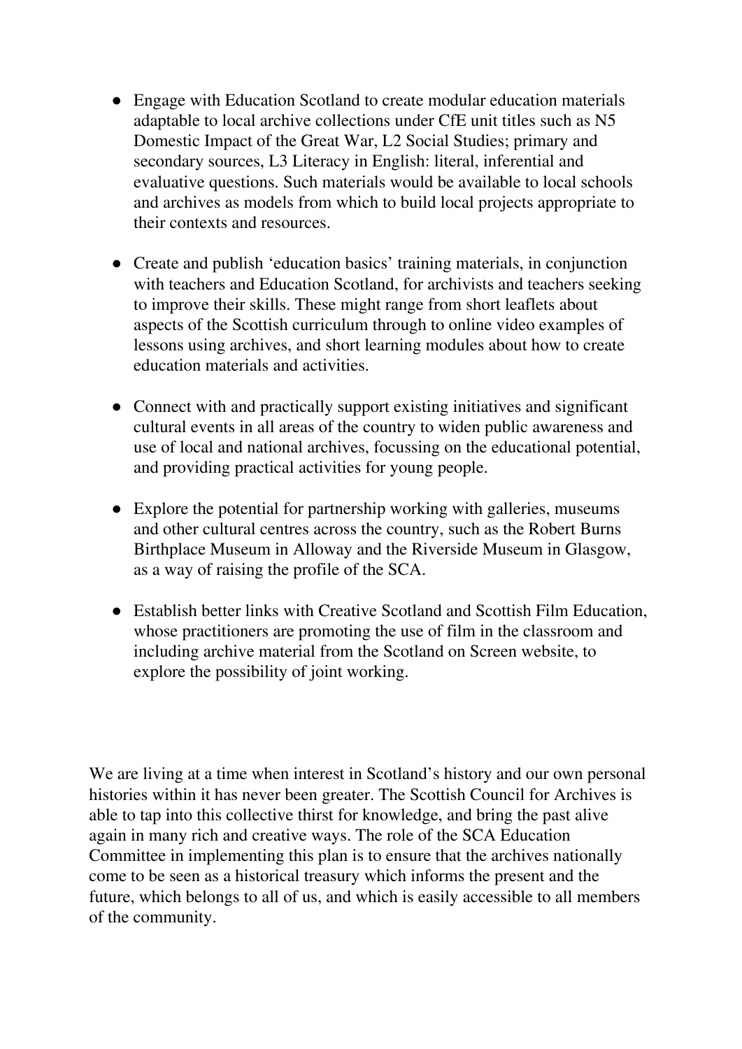- Engage with Education Scotland to create modular education materials adaptable to local archive collections under CfE unit titles such as N5 Domestic Impact of the Great War, L2 Social Studies; primary and secondary sources, L3 Literacy in English: literal, inferential and evaluative questions. Such materials would be available to local schools and archives as models from which to build local projects appropriate to their contexts and resources.

- Create and publish 'education basics' training materials, in conjunction with teachers and Education Scotland, for archivists and teachers seeking to improve their skills. These might range from short leaflets about aspects of the Scottish curriculum through to online video examples of lessons using archives, and short learning modules about how to create education materials and activities.

- Connect with and practically support existing initiatives and significant cultural events in all areas of the country to widen public awareness and use of local and national archives, focussing on the educational potential, and providing practical activities for young people.

- Explore the potential for partnership working with galleries, museums and other cultural centres across the country, such as the Robert Burns Birthplace Museum in Alloway and the Riverside Museum in Glasgow, as a way of raising the profile of the SCA.

- Establish better links with Creative Scotland and Scottish Film Education, whose practitioners are promoting the use of film in the classroom and including archive material from the Scotland on Screen website, to explore the possibility of joint working.

We are living at a time when interest in Scotland's history and our own personal histories within it has never been greater. The Scottish Council for Archives is able to tap into this collective thirst for knowledge, and bring the past alive again in many rich and creative ways. The role of the SCA Education Committee in implementing this plan is to ensure that the archives nationally come to be seen as a historical treasury which informs the present and the future, which belongs to all of us, and which is easily accessible to all members of the community.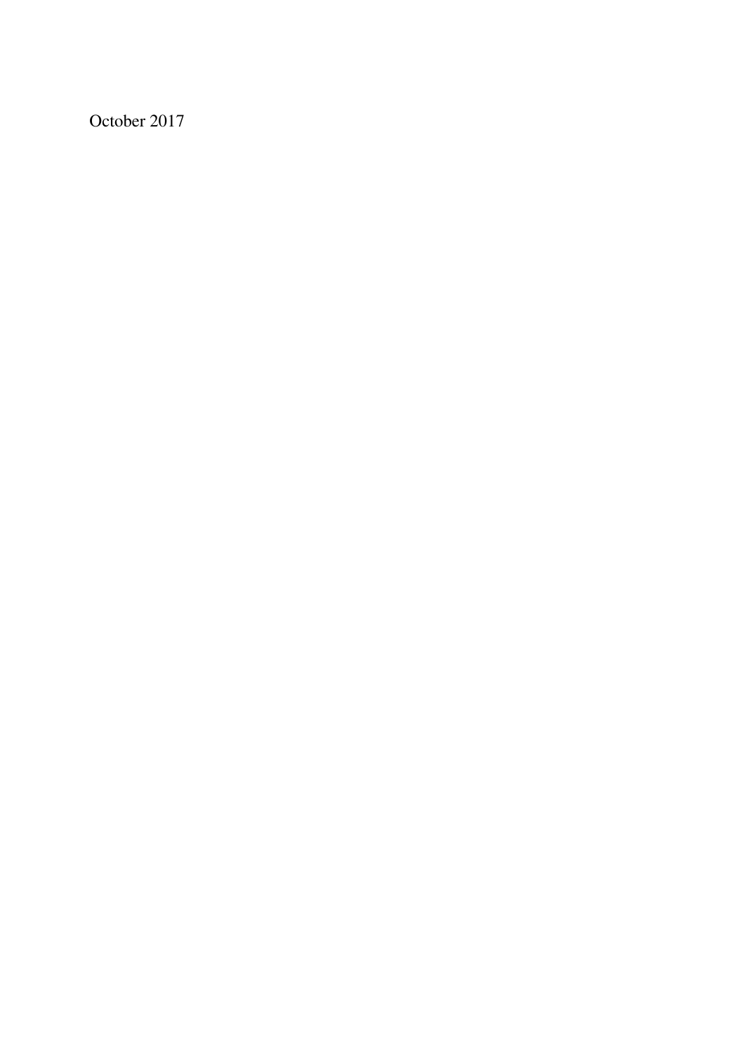October 2017